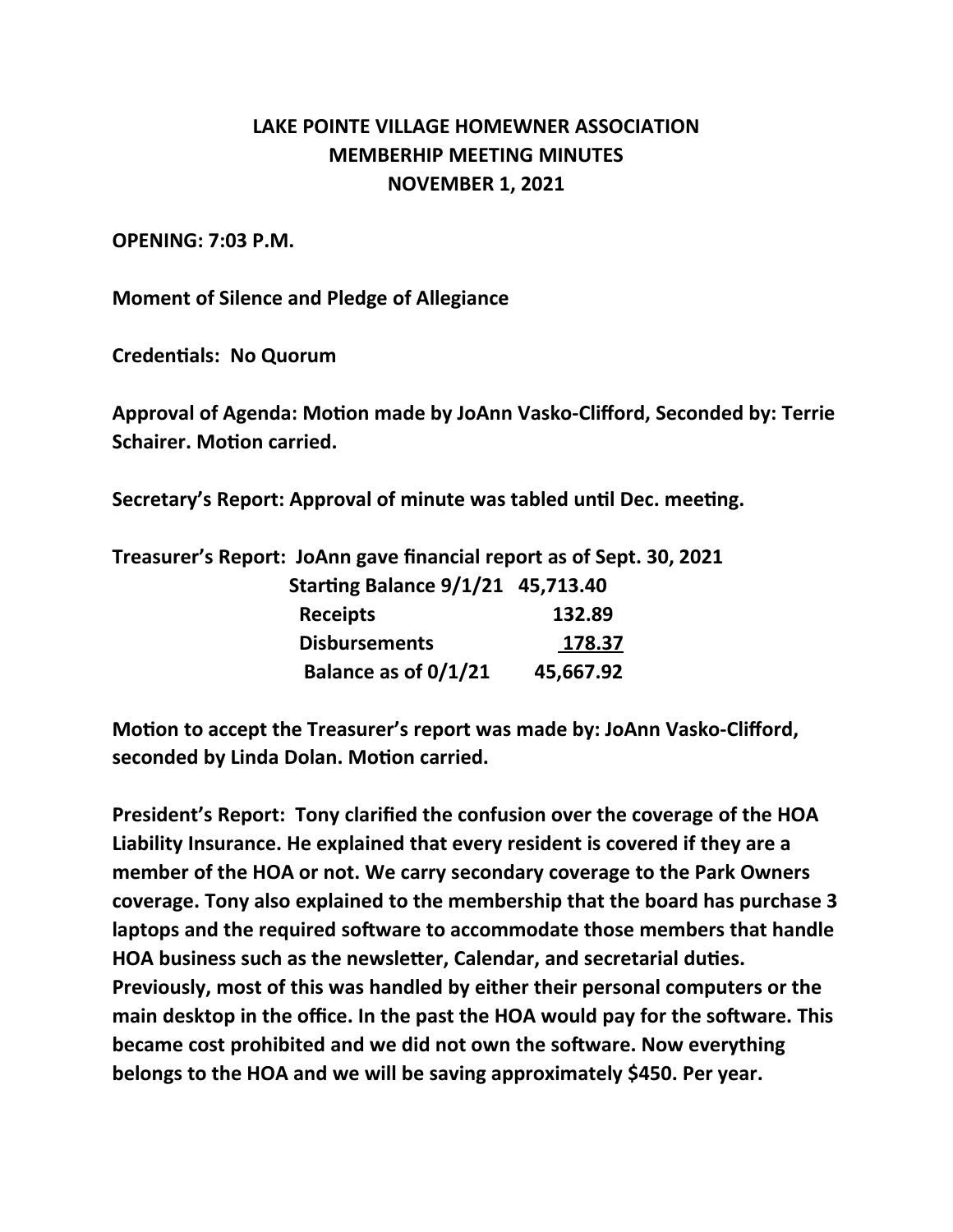# LAKE POINTE VILLAGE HOMEWNER ASSOCIATION
# MEMBERHIP MEETING MINUTES
# NOVEMBER 1, 2021

**OPENING: 7:03 P.M.**

**Moment of Silence and Pledge of Allegiance**

**Credentials: No Quorum**

**Approval of Agenda: Motion made by JoAnn Vasko-Clifford, Seconded by: Terrie Schairer. Motion carried.**

**Secretary's Report: Approval of minute was tabled until Dec. meeting.**

**Treasurer's Report: JoAnn gave financial report as of Sept. 30, 2021**

| | |
|---|---|
| **Starting Balance 9/1/21** | **45,713.40** |
| **Receipts** | **132.89** |
| **Disbursements** | **178.37** |
| **Balance as of 0/1/21** | **45,667.92** |

**Motion to accept the Treasurer's report was made by: JoAnn Vasko-Clifford, seconded by Linda Dolan. Motion carried.**

**President's Report: Tony clarified the confusion over the coverage of the HOA Liability Insurance. He explained that every resident is covered if they are a member of the HOA or not. We carry secondary coverage to the Park Owners coverage. Tony also explained to the membership that the board has purchase 3 laptops and the required software to accommodate those members that handle HOA business such as the newsletter, Calendar, and secretarial duties. Previously, most of this was handled by either their personal computers or the main desktop in the office. In the past the HOA would pay for the software. This became cost prohibited and we did not own the software. Now everything belongs to the HOA and we will be saving approximately $450. Per year.**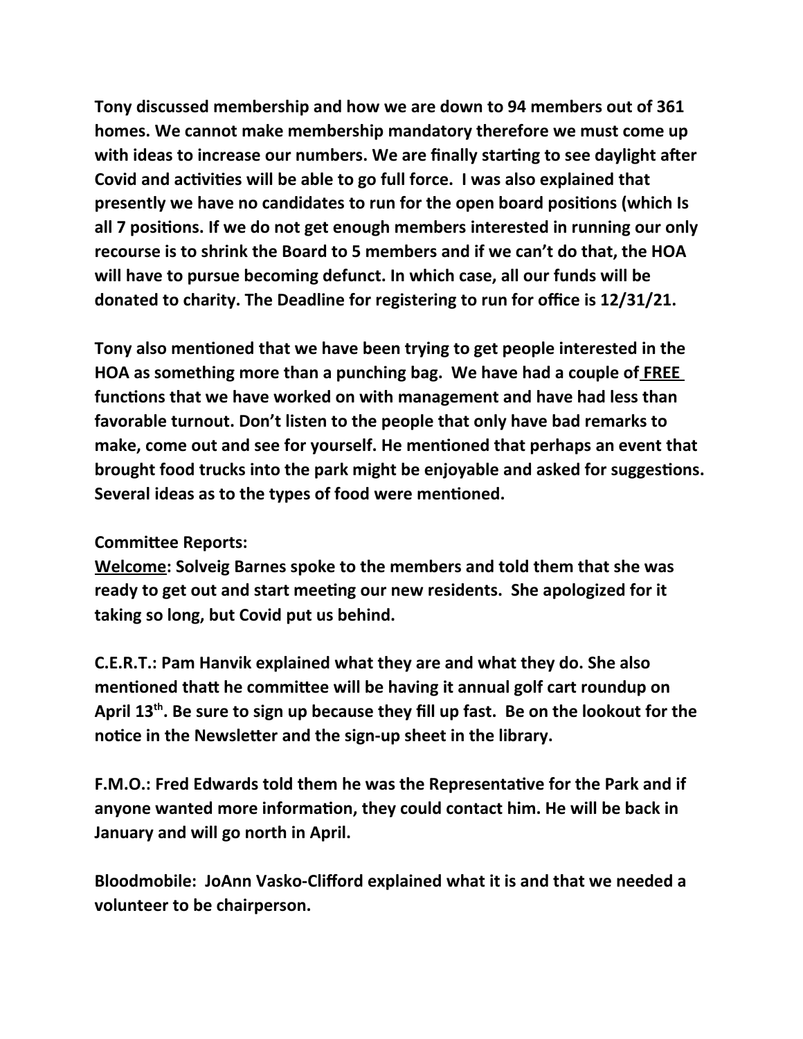**Tony discussed membership and how we are down to 94 members out of 361 homes. We cannot make membership mandatory therefore we must come up with ideas to increase our numbers. We are finally starting to see daylight after Covid and activities will be able to go full force. I was also explained that presently we have no candidates to run for the open board positions (which Is all 7 positions. If we do not get enough members interested in running our only recourse is to shrink the Board to 5 members and if we can't do that, the HOA will have to pursue becoming defunct. In which case, all our funds will be donated to charity. The Deadline for registering to run for office is 12/31/21.**

**Tony also mentioned that we have been trying to get people interested in the HOA as something more than a punching bag. We have had a couple of <u>FREE</u> functions that we have worked on with management and have had less than favorable turnout. Don't listen to the people that only have bad remarks to make, come out and see for yourself. He mentioned that perhaps an event that brought food trucks into the park might be enjoyable and asked for suggestions. Several ideas as to the types of food were mentioned.**

**Committee Reports:**
**<u>Welcome</u>: Solveig Barnes spoke to the members and told them that she was ready to get out and start meeting our new residents. She apologized for it taking so long, but Covid put us behind.**

**C.E.R.T.: Pam Hanvik explained what they are and what they do. She also mentioned thatt he committee will be having it annual golf cart roundup on April 13th. Be sure to sign up because they fill up fast. Be on the lookout for the notice in the Newsletter and the sign-up sheet in the library.**

**F.M.O.: Fred Edwards told them he was the Representative for the Park and if anyone wanted more information, they could contact him. He will be back in January and will go north in April.**

**Bloodmobile: JoAnn Vasko-Clifford explained what it is and that we needed a volunteer to be chairperson.**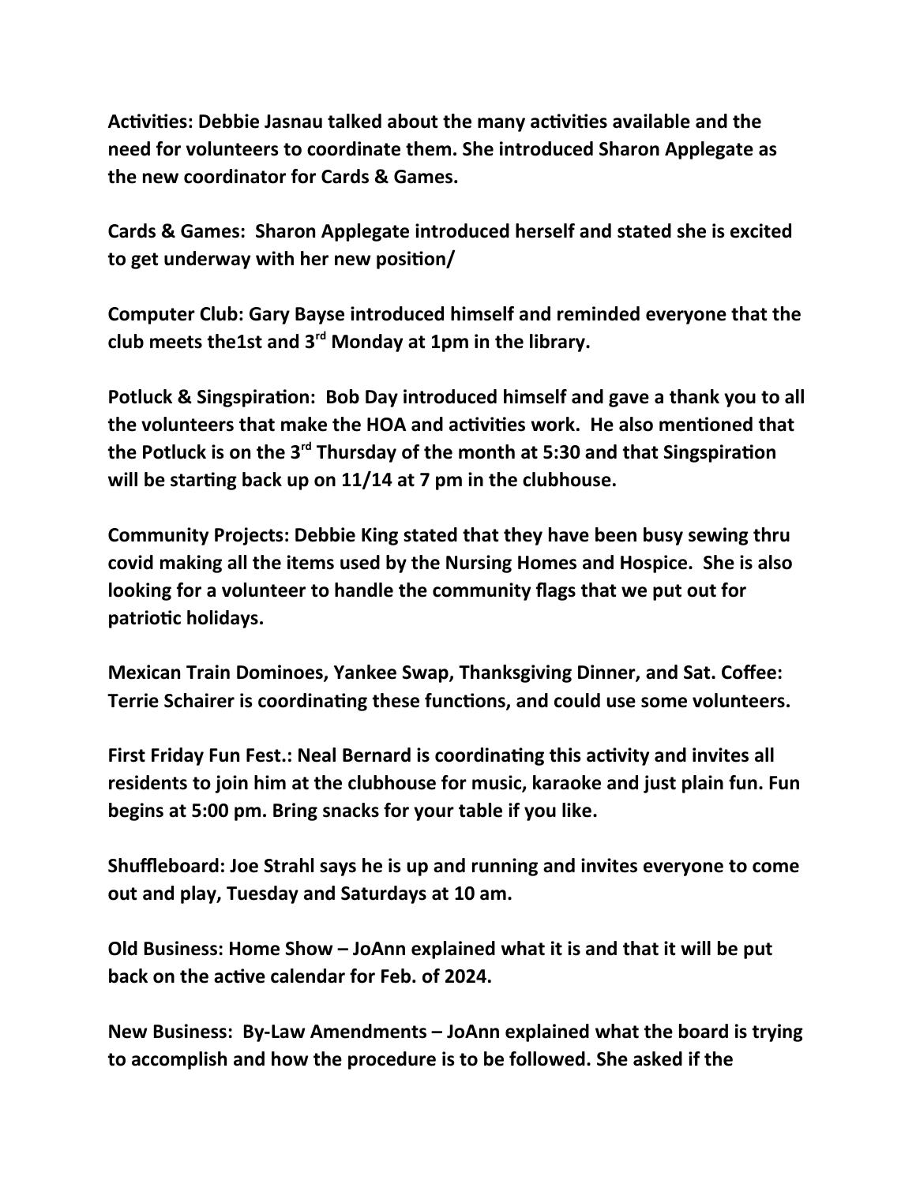**Activities: Debbie Jasnau talked about the many activities available and the need for volunteers to coordinate them. She introduced Sharon Applegate as the new coordinator for Cards & Games.**

**Cards & Games: Sharon Applegate introduced herself and stated she is excited to get underway with her new position/**

**Computer Club: Gary Bayse introduced himself and reminded everyone that the club meets the1st and 3rd Monday at 1pm in the library.**

**Potluck & Singspiration: Bob Day introduced himself and gave a thank you to all the volunteers that make the HOA and activities work. He also mentioned that the Potluck is on the 3rd Thursday of the month at 5:30 and that Singspiration will be starting back up on 11/14 at 7 pm in the clubhouse.**

**Community Projects: Debbie King stated that they have been busy sewing thru covid making all the items used by the Nursing Homes and Hospice. She is also looking for a volunteer to handle the community flags that we put out for patriotic holidays.**

**Mexican Train Dominoes, Yankee Swap, Thanksgiving Dinner, and Sat. Coffee: Terrie Schairer is coordinating these functions, and could use some volunteers.**

**First Friday Fun Fest.: Neal Bernard is coordinating this activity and invites all residents to join him at the clubhouse for music, karaoke and just plain fun. Fun begins at 5:00 pm. Bring snacks for your table if you like.**

**Shuffleboard: Joe Strahl says he is up and running and invites everyone to come out and play, Tuesday and Saturdays at 10 am.**

**Old Business: Home Show – JoAnn explained what it is and that it will be put back on the active calendar for Feb. of 2024.**

**New Business: By-Law Amendments – JoAnn explained what the board is trying to accomplish and how the procedure is to be followed. She asked if the**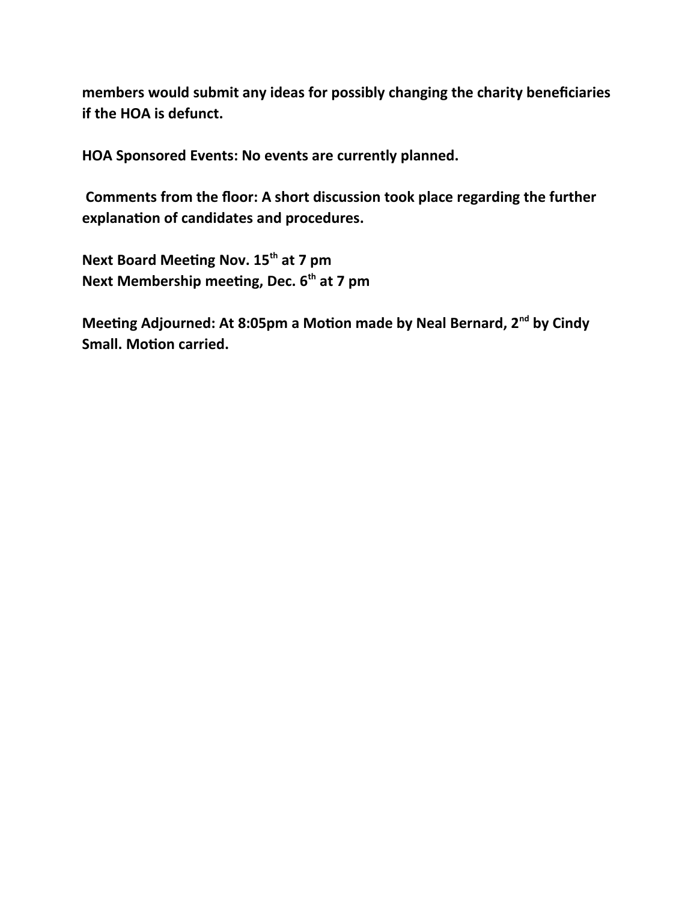**members would submit any ideas for possibly changing the charity beneficiaries if the HOA is defunct.**

**HOA Sponsored Events: No events are currently planned.**

**Comments from the floor: A short discussion took place regarding the further explanation of candidates and procedures.**

**Next Board Meeting Nov. 15th at 7 pm**
**Next Membership meeting, Dec. 6th at 7 pm**

**Meeting Adjourned: At 8:05pm a Motion made by Neal Bernard, 2nd by Cindy Small. Motion carried.**